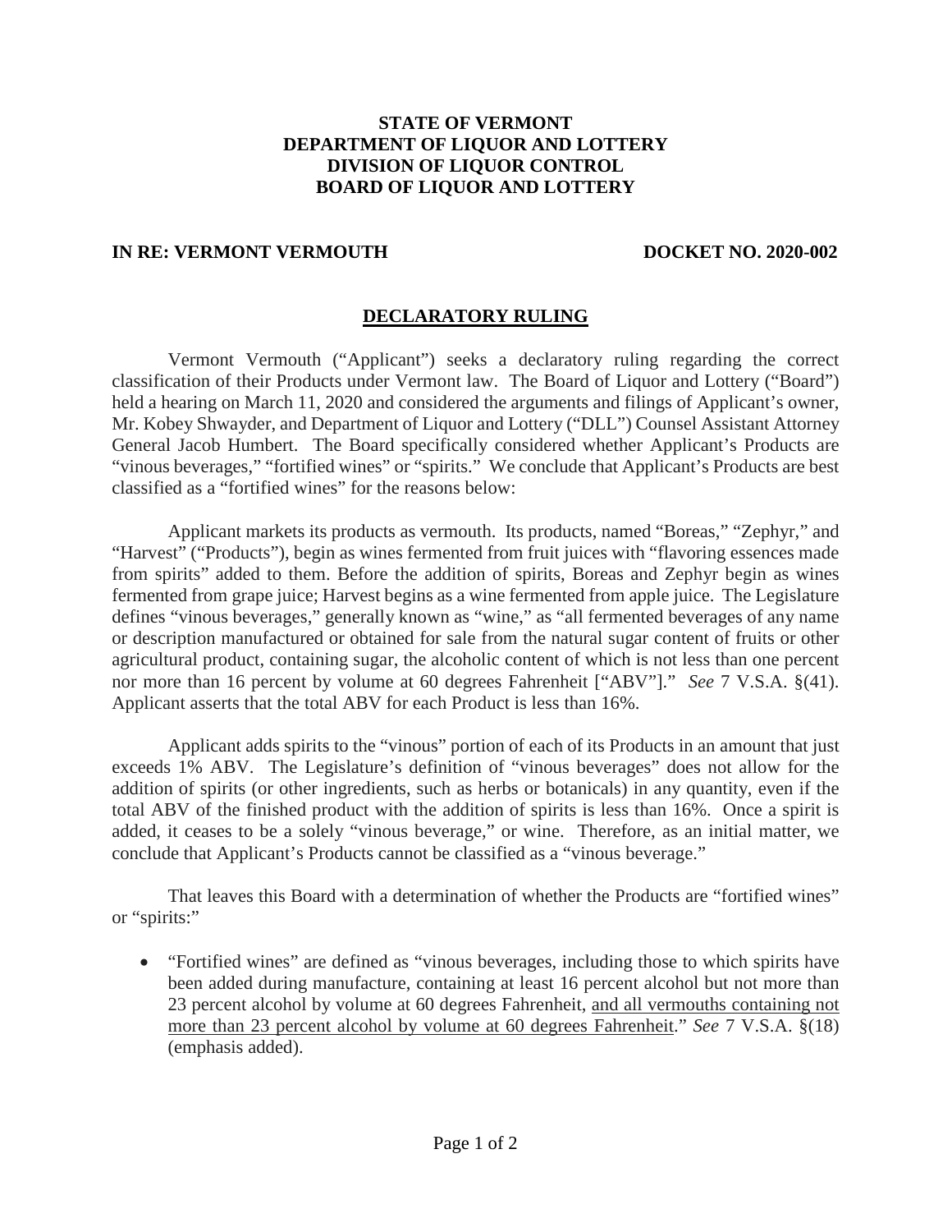**STATE OF VERMONT**
**DEPARTMENT OF LIQUOR AND LOTTERY**
**DIVISION OF LIQUOR CONTROL**
**BOARD OF LIQUOR AND LOTTERY**

**IN RE: VERMONT VERMOUTH** **DOCKET NO. 2020-002**

## DECLARATORY RULING

Vermont Vermouth ("Applicant") seeks a declaratory ruling regarding the correct classification of their Products under Vermont law. The Board of Liquor and Lottery ("Board") held a hearing on March 11, 2020 and considered the arguments and filings of Applicant's owner, Mr. Kobey Shwayder, and Department of Liquor and Lottery ("DLL") Counsel Assistant Attorney General Jacob Humbert. The Board specifically considered whether Applicant's Products are "vinous beverages," "fortified wines" or "spirits." We conclude that Applicant's Products are best classified as a "fortified wines" for the reasons below:

Applicant markets its products as vermouth. Its products, named "Boreas," "Zephyr," and "Harvest" ("Products"), begin as wines fermented from fruit juices with "flavoring essences made from spirits" added to them. Before the addition of spirits, Boreas and Zephyr begin as wines fermented from grape juice; Harvest begins as a wine fermented from apple juice. The Legislature defines "vinous beverages," generally known as "wine," as "all fermented beverages of any name or description manufactured or obtained for sale from the natural sugar content of fruits or other agricultural product, containing sugar, the alcoholic content of which is not less than one percent nor more than 16 percent by volume at 60 degrees Fahrenheit ["ABV"]." *See* 7 V.S.A. §(41). Applicant asserts that the total ABV for each Product is less than 16%.

Applicant adds spirits to the "vinous" portion of each of its Products in an amount that just exceeds 1% ABV. The Legislature's definition of "vinous beverages" does not allow for the addition of spirits (or other ingredients, such as herbs or botanicals) in any quantity, even if the total ABV of the finished product with the addition of spirits is less than 16%. Once a spirit is added, it ceases to be a solely "vinous beverage," or wine. Therefore, as an initial matter, we conclude that Applicant's Products cannot be classified as a "vinous beverage."

That leaves this Board with a determination of whether the Products are "fortified wines" or "spirits:"

- "Fortified wines" are defined as "vinous beverages, including those to which spirits have been added during manufacture, containing at least 16 percent alcohol but not more than 23 percent alcohol by volume at 60 degrees Fahrenheit, <u>and all vermouths containing not more than 23 percent alcohol by volume at 60 degrees Fahrenheit</u>." *See* 7 V.S.A. §(18) (emphasis added).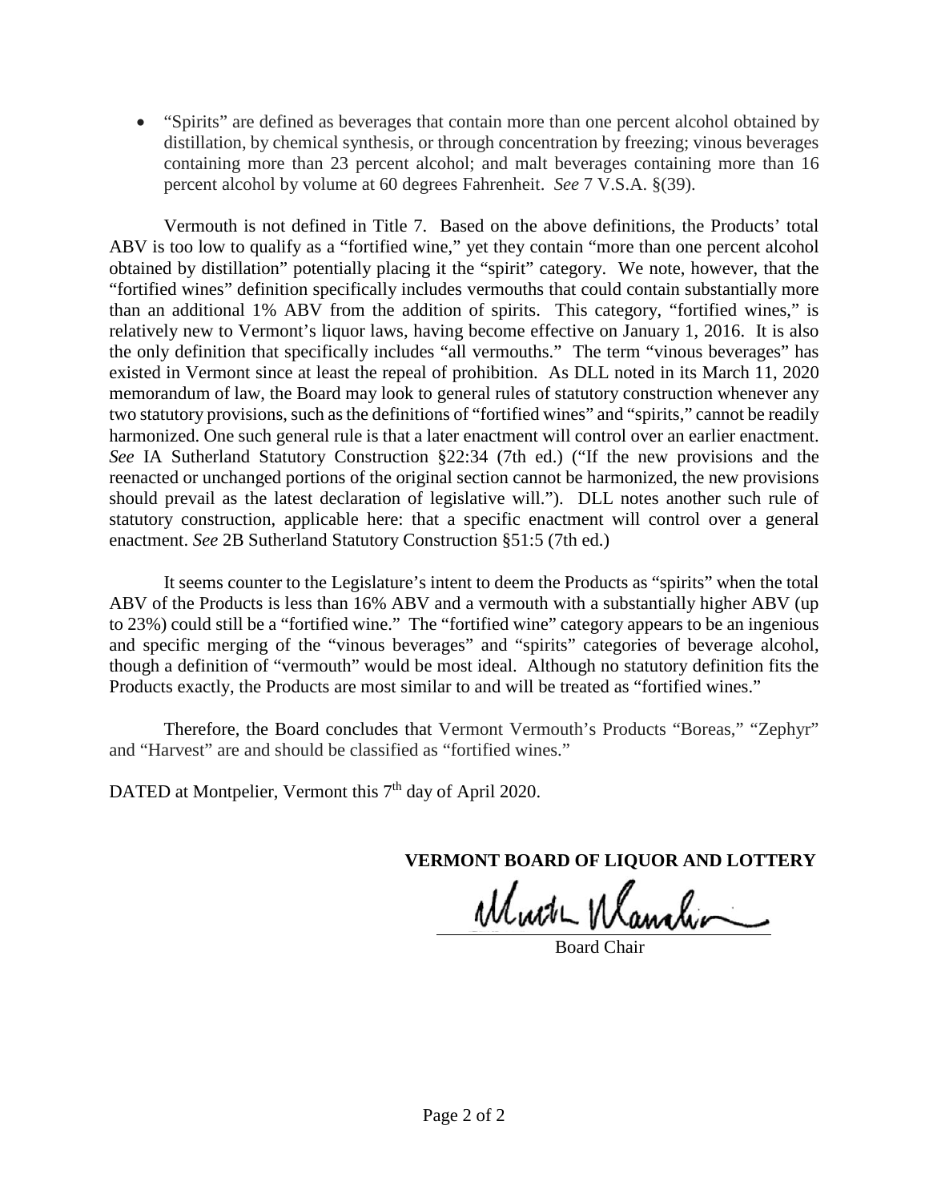- "Spirits" are defined as beverages that contain more than one percent alcohol obtained by distillation, by chemical synthesis, or through concentration by freezing; vinous beverages containing more than 23 percent alcohol; and malt beverages containing more than 16 percent alcohol by volume at 60 degrees Fahrenheit. *See* 7 V.S.A. §(39).

Vermouth is not defined in Title 7. Based on the above definitions, the Products' total ABV is too low to qualify as a "fortified wine," yet they contain "more than one percent alcohol obtained by distillation" potentially placing it the "spirit" category. We note, however, that the "fortified wines" definition specifically includes vermouths that could contain substantially more than an additional 1% ABV from the addition of spirits. This category, "fortified wines," is relatively new to Vermont's liquor laws, having become effective on January 1, 2016. It is also the only definition that specifically includes "all vermouths." The term "vinous beverages" has existed in Vermont since at least the repeal of prohibition. As DLL noted in its March 11, 2020 memorandum of law, the Board may look to general rules of statutory construction whenever any two statutory provisions, such as the definitions of "fortified wines" and "spirits," cannot be readily harmonized. One such general rule is that a later enactment will control over an earlier enactment. *See* IA Sutherland Statutory Construction §22:34 (7th ed.) ("If the new provisions and the reenacted or unchanged portions of the original section cannot be harmonized, the new provisions should prevail as the latest declaration of legislative will."). DLL notes another such rule of statutory construction, applicable here: that a specific enactment will control over a general enactment. *See* 2B Sutherland Statutory Construction §51:5 (7th ed.)

It seems counter to the Legislature's intent to deem the Products as "spirits" when the total ABV of the Products is less than 16% ABV and a vermouth with a substantially higher ABV (up to 23%) could still be a "fortified wine." The "fortified wine" category appears to be an ingenious and specific merging of the "vinous beverages" and "spirits" categories of beverage alcohol, though a definition of "vermouth" would be most ideal. Although no statutory definition fits the Products exactly, the Products are most similar to and will be treated as "fortified wines."

Therefore, the Board concludes that Vermont Vermouth's Products "Boreas," "Zephyr" and "Harvest" are and should be classified as "fortified wines."

DATED at Montpelier, Vermont this 7th day of April 2020.

**VERMONT BOARD OF LIQUOR AND LOTTERY**

Board Chair